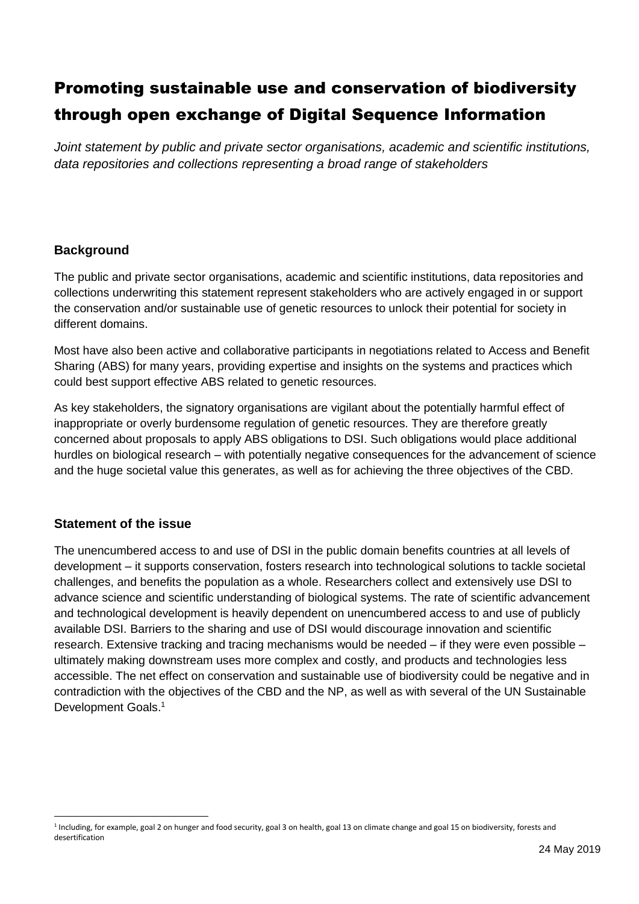# Promoting sustainable use and conservation of biodiversity through open exchange of Digital Sequence Information

*Joint statement by public and private sector organisations, academic and scientific institutions, data repositories and collections representing a broad range of stakeholders*

## Background

The public and private sector organisations, academic and scientific institutions, data repositories and collections underwriting this statement represent stakeholders who are actively engaged in or support the conservation and/or sustainable use of genetic resources to unlock their potential for society in different domains.

Most have also been active and collaborative participants in negotiations related to Access and Benefit Sharing (ABS) for many years, providing expertise and insights on the systems and practices which could best support effective ABS related to genetic resources.

As key stakeholders, the signatory organisations are vigilant about the potentially harmful effect of inappropriate or overly burdensome regulation of genetic resources. They are therefore greatly concerned about proposals to apply ABS obligations to DSI. Such obligations would place additional hurdles on biological research – with potentially negative consequences for the advancement of science and the huge societal value this generates, as well as for achieving the three objectives of the CBD.

## Statement of the issue

The unencumbered access to and use of DSI in the public domain benefits countries at all levels of development – it supports conservation, fosters research into technological solutions to tackle societal challenges, and benefits the population as a whole. Researchers collect and extensively use DSI to advance science and scientific understanding of biological systems. The rate of scientific advancement and technological development is heavily dependent on unencumbered access to and use of publicly available DSI. Barriers to the sharing and use of DSI would discourage innovation and scientific research. Extensive tracking and tracing mechanisms would be needed – if they were even possible – ultimately making downstream uses more complex and costly, and products and technologies less accessible. The net effect on conservation and sustainable use of biodiversity could be negative and in contradiction with the objectives of the CBD and the NP, as well as with several of the UN Sustainable Development Goals.[1]

[1] Including, for example, goal 2 on hunger and food security, goal 3 on health, goal 13 on climate change and goal 15 on biodiversity, forests and desertification

24 May 2019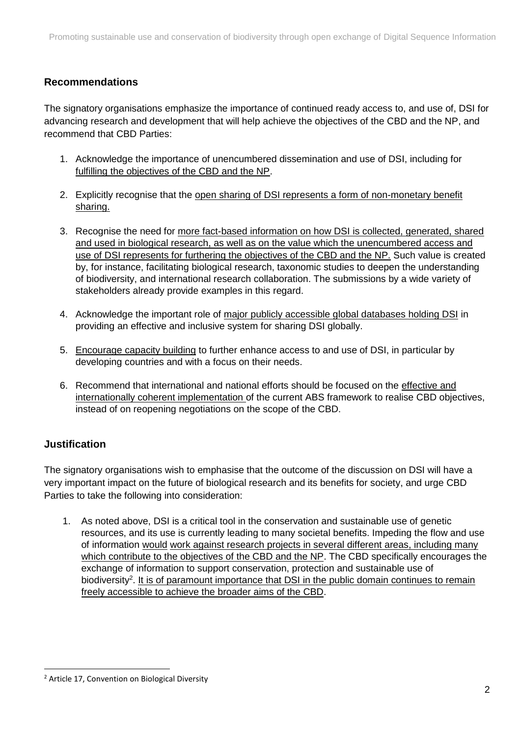## Recommendations

The signatory organisations emphasize the importance of continued ready access to, and use of, DSI for advancing research and development that will help achieve the objectives of the CBD and the NP, and recommend that CBD Parties:

1. Acknowledge the importance of unencumbered dissemination and use of DSI, including for fulfilling the objectives of the CBD and the NP.
2. Explicitly recognise that the open sharing of DSI represents a form of non-monetary benefit sharing.
3. Recognise the need for more fact-based information on how DSI is collected, generated, shared and used in biological research, as well as on the value which the unencumbered access and use of DSI represents for furthering the objectives of the CBD and the NP. Such value is created by, for instance, facilitating biological research, taxonomic studies to deepen the understanding of biodiversity, and international research collaboration. The submissions by a wide variety of stakeholders already provide examples in this regard.
4. Acknowledge the important role of major publicly accessible global databases holding DSI in providing an effective and inclusive system for sharing DSI globally.
5. Encourage capacity building to further enhance access to and use of DSI, in particular by developing countries and with a focus on their needs.
6. Recommend that international and national efforts should be focused on the effective and internationally coherent implementation of the current ABS framework to realise CBD objectives, instead of on reopening negotiations on the scope of the CBD.

## Justification

The signatory organisations wish to emphasise that the outcome of the discussion on DSI will have a very important impact on the future of biological research and its benefits for society, and urge CBD Parties to take the following into consideration:

1. As noted above, DSI is a critical tool in the conservation and sustainable use of genetic resources, and its use is currently leading to many societal benefits. Impeding the flow and use of information would work against research projects in several different areas, including many which contribute to the objectives of the CBD and the NP. The CBD specifically encourages the exchange of information to support conservation, protection and sustainable use of biodiversity[2]. It is of paramount importance that DSI in the public domain continues to remain freely accessible to achieve the broader aims of the CBD.

[2] Article 17, Convention on Biological Diversity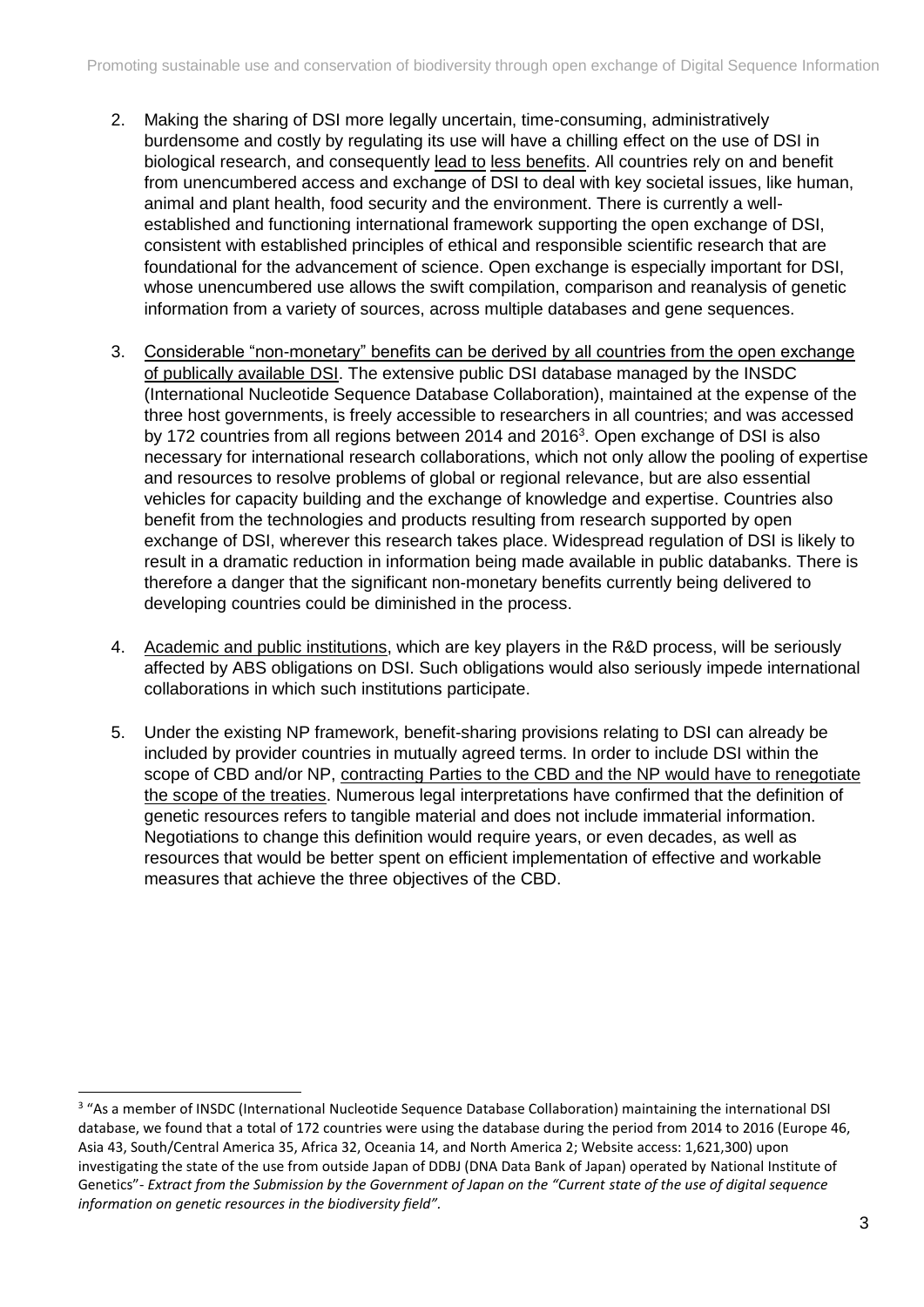2. Making the sharing of DSI more legally uncertain, time-consuming, administratively burdensome and costly by regulating its use will have a chilling effect on the use of DSI in biological research, and consequently lead to less benefits. All countries rely on and benefit from unencumbered access and exchange of DSI to deal with key societal issues, like human, animal and plant health, food security and the environment. There is currently a well-established and functioning international framework supporting the open exchange of DSI, consistent with established principles of ethical and responsible scientific research that are foundational for the advancement of science. Open exchange is especially important for DSI, whose unencumbered use allows the swift compilation, comparison and reanalysis of genetic information from a variety of sources, across multiple databases and gene sequences.

3. Considerable "non-monetary" benefits can be derived by all countries from the open exchange of publically available DSI. The extensive public DSI database managed by the INSDC (International Nucleotide Sequence Database Collaboration), maintained at the expense of the three host governments, is freely accessible to researchers in all countries; and was accessed by 172 countries from all regions between 2014 and 2016[3]. Open exchange of DSI is also necessary for international research collaborations, which not only allow the pooling of expertise and resources to resolve problems of global or regional relevance, but are also essential vehicles for capacity building and the exchange of knowledge and expertise. Countries also benefit from the technologies and products resulting from research supported by open exchange of DSI, wherever this research takes place. Widespread regulation of DSI is likely to result in a dramatic reduction in information being made available in public databanks. There is therefore a danger that the significant non-monetary benefits currently being delivered to developing countries could be diminished in the process.

4. Academic and public institutions, which are key players in the R&D process, will be seriously affected by ABS obligations on DSI. Such obligations would also seriously impede international collaborations in which such institutions participate.

5. Under the existing NP framework, benefit-sharing provisions relating to DSI can already be included by provider countries in mutually agreed terms. In order to include DSI within the scope of CBD and/or NP, contracting Parties to the CBD and the NP would have to renegotiate the scope of the treaties. Numerous legal interpretations have confirmed that the definition of genetic resources refers to tangible material and does not include immaterial information. Negotiations to change this definition would require years, or even decades, as well as resources that would be better spent on efficient implementation of effective and workable measures that achieve the three objectives of the CBD.

[3] "As a member of INSDC (International Nucleotide Sequence Database Collaboration) maintaining the international DSI database, we found that a total of 172 countries were using the database during the period from 2014 to 2016 (Europe 46, Asia 43, South/Central America 35, Africa 32, Oceania 14, and North America 2; Website access: 1,621,300) upon investigating the state of the use from outside Japan of DDBJ (DNA Data Bank of Japan) operated by National Institute of Genetics"- *Extract from the Submission by the Government of Japan on the "Current state of the use of digital sequence information on genetic resources in the biodiversity field".*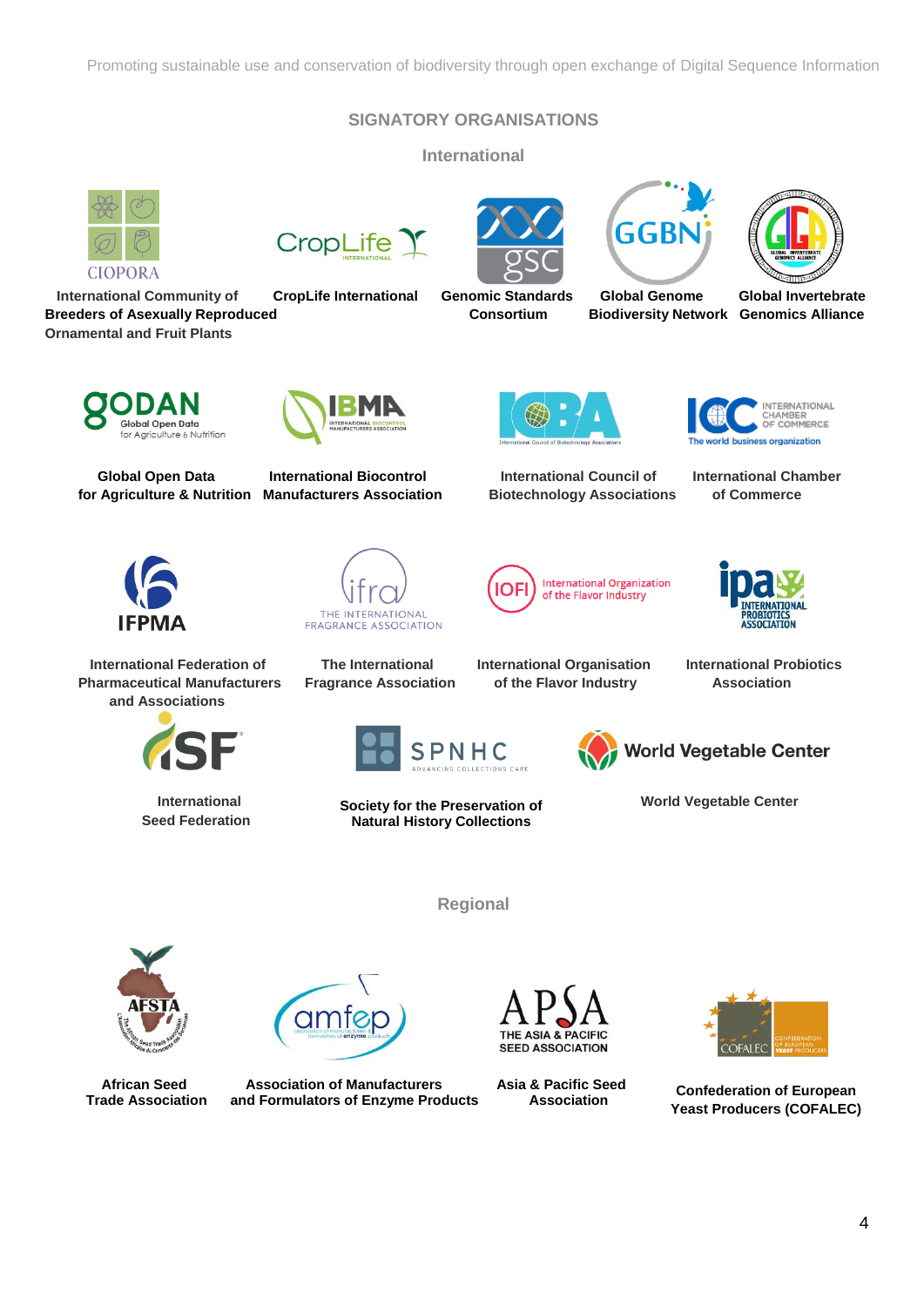## SIGNATORY ORGANISATIONS

### International

- International Community of Breeders of Asexually Reproduced Ornamental and Fruit Plants
- CropLife International
- Genomic Standards Consortium
- Global Genome Biodiversity Network
- Global Invertebrate Genomics Alliance
- Global Open Data for Agriculture & Nutrition
- International Biocontrol Manufacturers Association
- International Council of Biotechnology Associations
- International Chamber of Commerce
- International Federation of Pharmaceutical Manufacturers and Associations
- The International Fragrance Association
- International Organisation of the Flavor Industry
- International Probiotics Association
- International Seed Federation
- Society for the Preservation of Natural History Collections
- World Vegetable Center

### Regional

- African Seed Trade Association
- Association of Manufacturers and Formulators of Enzyme Products
- Asia & Pacific Seed Association
- Confederation of European Yeast Producers (COFALEC)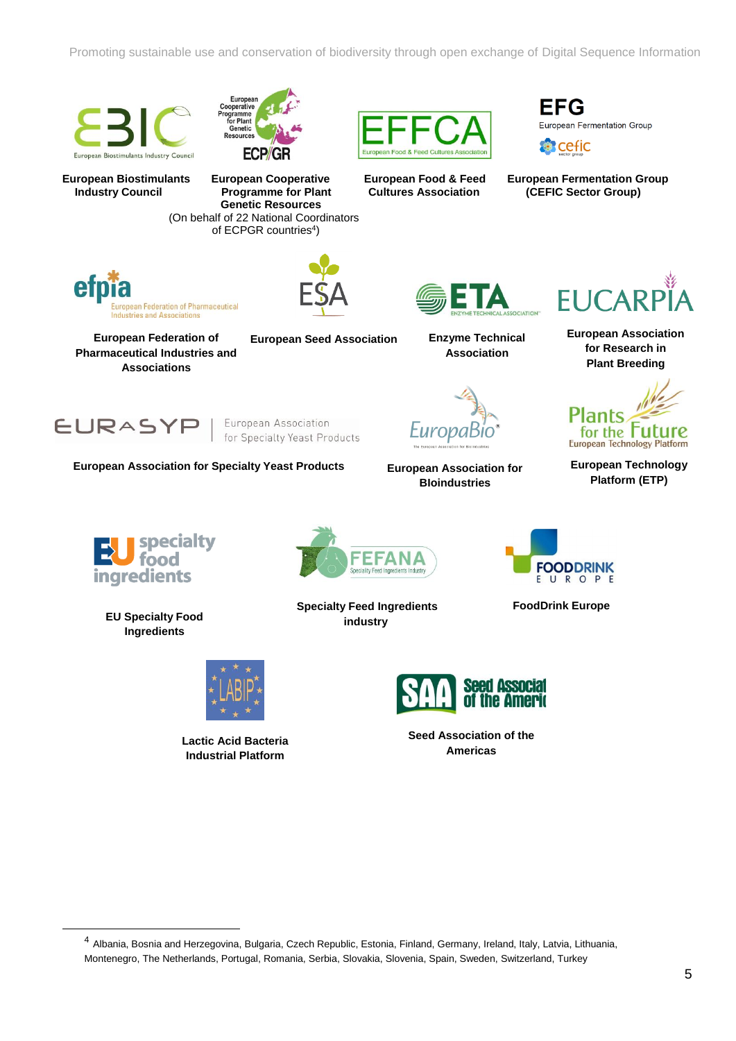**European Biostimulants Industry Council**

**European Cooperative Programme for Plant Genetic Resources**
(On behalf of 22 National Coordinators of ECPGR countries[4])

**European Food & Feed Cultures Association**

**European Fermentation Group (CEFIC Sector Group)**

**European Federation of Pharmaceutical Industries and Associations**

**European Seed Association**

**Enzyme Technical Association**

**European Association for Research in Plant Breeding**

**European Association for Specialty Yeast Products**

**European Association for BIoindustries**

**European Technology Platform (ETP)**

**EU Specialty Food Ingredients**

**Specialty Feed Ingredients industry**

**FoodDrink Europe**

**Lactic Acid Bacteria Industrial Platform**

**Seed Association of the Americas**

---

[4] Albania, Bosnia and Herzegovina, Bulgaria, Czech Republic, Estonia, Finland, Germany, Ireland, Italy, Latvia, Lithuania, Montenegro, The Netherlands, Portugal, Romania, Serbia, Slovakia, Slovenia, Spain, Sweden, Switzerland, Turkey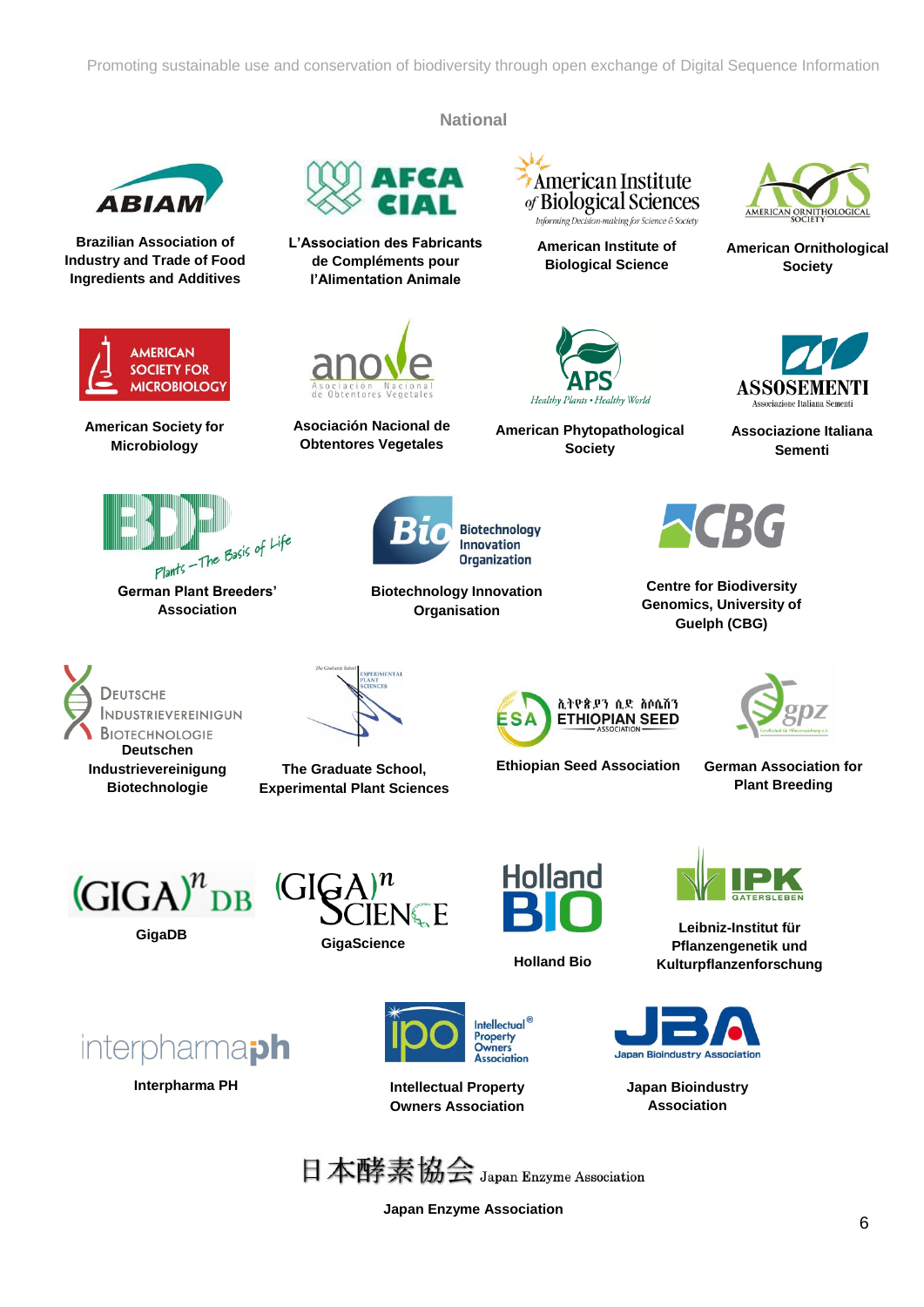## National

**Brazilian Association of Industry and Trade of Food Ingredients and Additives**

**L'Association des Fabricants de Compléments pour l'Alimentation Animale**

**American Institute of Biological Science**

**American Ornithological Society**

**American Society for Microbiology**

**Asociación Nacional de Obtentores Vegetales**

**American Phytopathological Society**

**Associazione Italiana Sementi**

**German Plant Breeders' Association**

**Biotechnology Innovation Organisation**

**Centre for Biodiversity Genomics, University of Guelph (CBG)**

**Deutschen Industrievereinigung Biotechnologie**

**The Graduate School, Experimental Plant Sciences**

**Ethiopian Seed Association**

**German Association for Plant Breeding**

**GigaDB**

**GigaScience**

**Holland Bio**

**Leibniz-Institut für Pflanzengenetik und Kulturpflanzenforschung**

**Interpharma PH**

**Intellectual Property Owners Association**

**Japan Bioindustry Association**

**Japan Enzyme Association**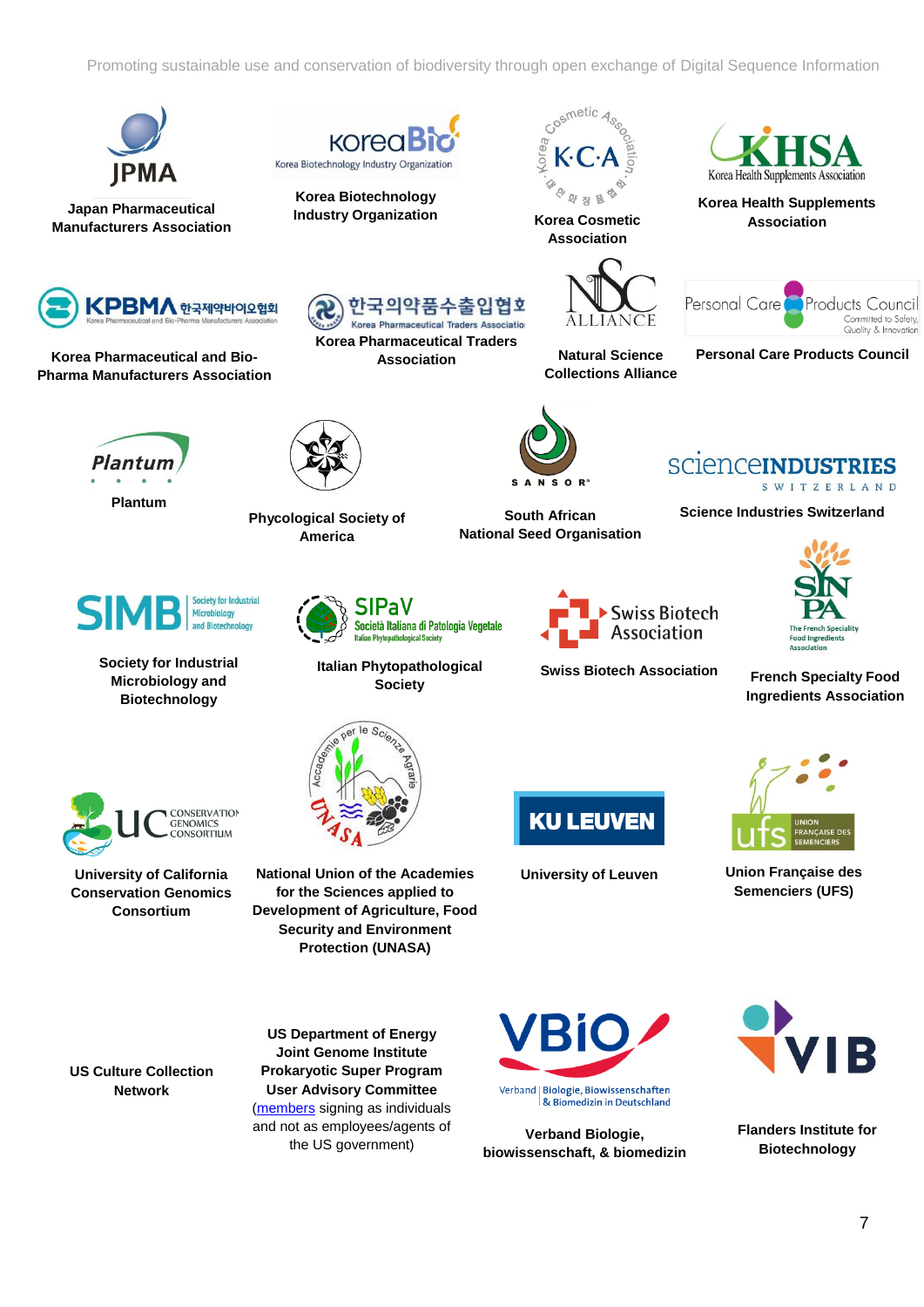Promoting sustainable use and conservation of biodiversity through open exchange of Digital Sequence Information

**Japan Pharmaceutical Manufacturers Association**

**Korea Biotechnology Industry Organization**

**Korea Cosmetic Association**

**Korea Health Supplements Association**

**Korea Pharmaceutical and Bio-Pharma Manufacturers Association**

**Korea Pharmaceutical Traders Association**

**Natural Science Collections Alliance**

**Personal Care Products Council**

**Plantum**

**Phycological Society of America**

**South African National Seed Organisation**

**Science Industries Switzerland**

**Society for Industrial Microbiology and Biotechnology**

**Italian Phytopathological Society**

**Swiss Biotech Association**

**French Specialty Food Ingredients Association**

**University of California Conservation Genomics Consortium**

**National Union of the Academies for the Sciences applied to Development of Agriculture, Food Security and Environment Protection (UNASA)**

**University of Leuven**

**Union Française des Semenciers (UFS)**

**US Culture Collection Network**

**US Department of Energy Joint Genome Institute Prokaryotic Super Program User Advisory Committee**
(members signing as individuals and not as employees/agents of the US government)

**Verband Biologie, biowissenschaft, & biomedizin**

**Flanders Institute for Biotechnology**